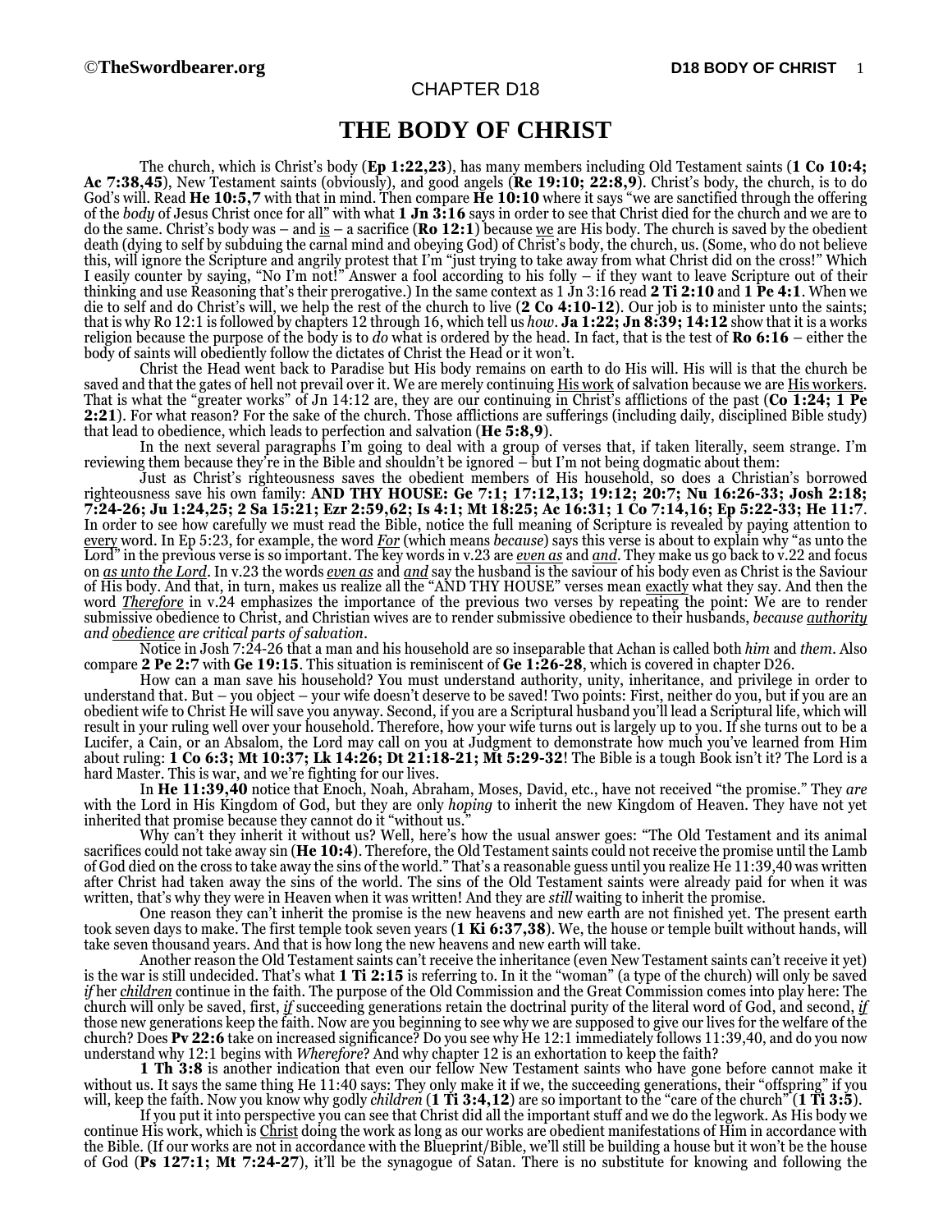CHAPTER D18

# THE BODY OF CHRIST

The church, which is Christ's body (**Ep 1:22,23**), has many members including Old Testament saints (**1 Co 10:4; Ac 7:38,45**), New Testament saints (obviously), and good angels (**Re 19:10; 22:8,9**). Christ's body, the church, is to do God's will. Read **He 10:5,7** with that in mind. Then compare **He 10:10** where it says "we are sanctified through the offering of the *body* of Jesus Christ once for all" with what **1 Jn 3:16** says in order to see that Christ died for the church and we are to do the same. Christ's body was – and is – a sacrifice (**Ro 12:1**) because we are His body. The church is saved by the obedient death (dying to self by subduing the carnal mind and obeying God) of Christ's body, the church, us. (Some, who do not believe this, will ignore the Scripture and angrily protest that I'm "just trying to take away from what Christ did on the cross!" Which I easily counter by saying, "No I'm not!" Answer a fool according to his folly – if they want to leave Scripture out of their thinking and use Reasoning that's their prerogative.) In the same context as 1 Jn 3:16 read **2 Ti 2:10** and **1 Pe 4:1**. When we die to self and do Christ's will, we help the rest of the church to live (**2 Co 4:10-12**). Our job is to minister unto the saints; that is why Ro 12:1 is followed by chapters 12 through 16, which tell us *how*. **Ja 1:22; Jn 8:39; 14:12** show that it is a works religion because the purpose of the body is to *do* what is ordered by the head. In fact, that is the test of **Ro 6:16** – either the body of saints will obediently follow the dictates of Christ the Head or it won't.

Christ the Head went back to Paradise but His body remains on earth to do His will. His will is that the church be saved and that the gates of hell not prevail over it. We are merely continuing His work of salvation because we are His workers. That is what the "greater works" of Jn 14:12 are, they are our continuing in Christ's afflictions of the past (**Co 1:24; 1 Pe 2:21**). For what reason? For the sake of the church. Those afflictions are sufferings (including daily, disciplined Bible study) that lead to obedience, which leads to perfection and salvation (**He 5:8,9**).

In the next several paragraphs I'm going to deal with a group of verses that, if taken literally, seem strange. I'm reviewing them because they're in the Bible and shouldn't be ignored – but I'm not being dogmatic about them:

Just as Christ's righteousness saves the obedient members of His household, so does a Christian's borrowed righteousness save his own family: **AND THY HOUSE: Ge 7:1; 17:12,13; 19:12; 20:7; Nu 16:26-33; Josh 2:18; 7:24-26; Ju 1:24,25; 2 Sa 15:21; Ezr 2:59,62; Is 4:1; Mt 18:25; Ac 16:31; 1 Co 7:14,16; Ep 5:22-33; He 11:7**. In order to see how carefully we must read the Bible, notice the full meaning of Scripture is revealed by paying attention to every word. In Ep 5:23, for example, the word ***For*** (which means *because*) says this verse is about to explain why "as unto the Lord" in the previous verse is so important. The key words in v.23 are ***even as*** and ***and***. They make us go back to v.22 and focus on ***as unto the Lord***. In v.23 the words ***even as*** and ***and*** say the husband is the saviour of his body even as Christ is the Saviour of His body. And that, in turn, makes us realize all the "AND THY HOUSE" verses mean exactly what they say. And then the word ***Therefore*** in v.24 emphasizes the importance of the previous two verses by repeating the point: We are to render submissive obedience to Christ, and Christian wives are to render submissive obedience to their husbands, *because authority and obedience are critical parts of salvation*.

Notice in Josh 7:24-26 that a man and his household are so inseparable that Achan is called both *him* and *them*. Also compare **2 Pe 2:7** with **Ge 19:15**. This situation is reminiscent of **Ge 1:26-28**, which is covered in chapter D26.

How can a man save his household? You must understand authority, unity, inheritance, and privilege in order to understand that. But – you object – your wife doesn't deserve to be saved! Two points: First, neither do you, but if you are an obedient wife to Christ He will save you anyway. Second, if you are a Scriptural husband you'll lead a Scriptural life, which will result in your ruling well over your household. Therefore, how your wife turns out is largely up to you. If she turns out to be a Lucifer, a Cain, or an Absalom, the Lord may call on you at Judgment to demonstrate how much you've learned from Him about ruling: **1 Co 6:3; Mt 10:37; Lk 14:26; Dt 21:18-21; Mt 5:29-32**! The Bible is a tough Book isn't it? The Lord is a hard Master. This is war, and we're fighting for our lives.

In **He 11:39,40** notice that Enoch, Noah, Abraham, Moses, David, etc., have not received "the promise." They *are* with the Lord in His Kingdom of God, but they are only *hoping* to inherit the new Kingdom of Heaven. They have not yet inherited that promise because they cannot do it "without us."

Why can't they inherit it without us? Well, here's how the usual answer goes: "The Old Testament and its animal sacrifices could not take away sin (**He 10:4**). Therefore, the Old Testament saints could not receive the promise until the Lamb of God died on the cross to take away the sins of the world." That's a reasonable guess until you realize He 11:39,40 was written after Christ had taken away the sins of the world. The sins of the Old Testament saints were already paid for when it was written, that's why they were in Heaven when it was written! And they are *still* waiting to inherit the promise.

One reason they can't inherit the promise is the new heavens and new earth are not finished yet. The present earth took seven days to make. The first temple took seven years (**1 Ki 6:37,38**). We, the house or temple built without hands, will take seven thousand years. And that is how long the new heavens and new earth will take.

Another reason the Old Testament saints can't receive the inheritance (even New Testament saints can't receive it yet) is the war is still undecided. That's what **1 Ti 2:15** is referring to. In it the "woman" (a type of the church) will only be saved ***if*** her ***children*** continue in the faith. The purpose of the Old Commission and the Great Commission comes into play here: The church will only be saved, first, ***if*** succeeding generations retain the doctrinal purity of the literal word of God, and second, ***if*** those new generations keep the faith. Now are you beginning to see why we are supposed to give our lives for the welfare of the church? Does **Pv 22:6** take on increased significance? Do you see why He 12:1 immediately follows 11:39,40, and do you now understand why 12:1 begins with *Wherefore*? And why chapter 12 is an exhortation to keep the faith?

**1 Th 3:8** is another indication that even our fellow New Testament saints who have gone before cannot make it without us. It says the same thing He 11:40 says: They only make it if we, the succeeding generations, their "offspring" if you will, keep the faith. Now you know why godly *children* (**1 Ti 3:4,12**) are so important to the "care of the church" (**1 Ti 3:5**).

If you put it into perspective you can see that Christ did all the important stuff and we do the legwork. As His body we continue His work, which is Christ doing the work as long as our works are obedient manifestations of Him in accordance with the Bible. (If our works are not in accordance with the Blueprint/Bible, we'll still be building a house but it won't be the house of God (**Ps 127:1; Mt 7:24-27**), it'll be the synagogue of Satan. There is no substitute for knowing and following the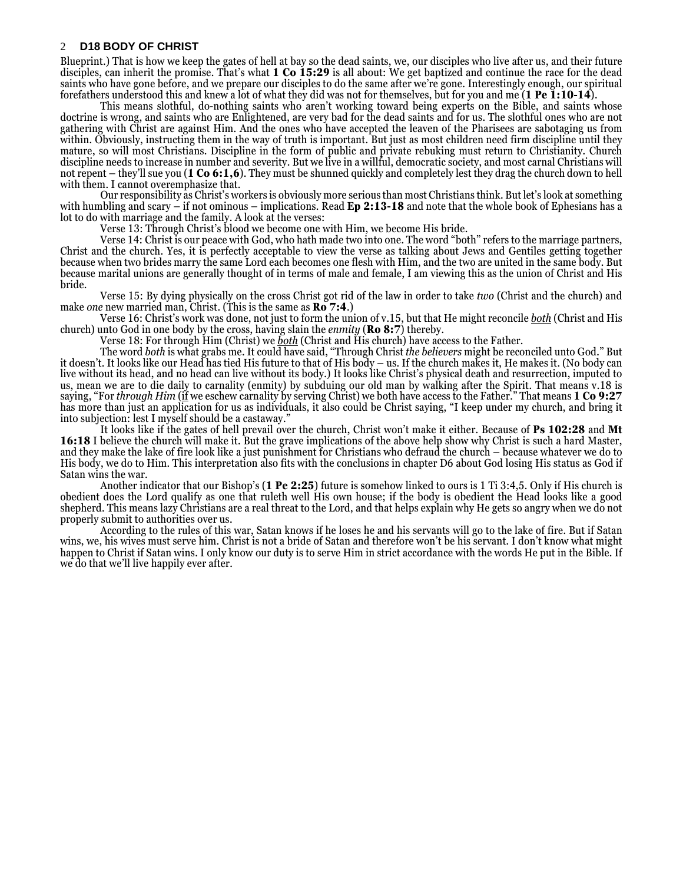Blueprint.) That is how we keep the gates of hell at bay so the dead saints, we, our disciples who live after us, and their future disciples, can inherit the promise. That's what **1 Co 15:29** is all about: We get baptized and continue the race for the dead saints who have gone before, and we prepare our disciples to do the same after we're gone. Interestingly enough, our spiritual forefathers understood this and knew a lot of what they did was not for themselves, but for you and me (**1 Pe 1:10-14**).

This means slothful, do-nothing saints who aren't working toward being experts on the Bible, and saints whose doctrine is wrong, and saints who are Enlightened, are very bad for the dead saints and for us. The slothful ones who are not gathering with Christ are against Him. And the ones who have accepted the leaven of the Pharisees are sabotaging us from within. Obviously, instructing them in the way of truth is important. But just as most children need firm discipline until they mature, so will most Christians. Discipline in the form of public and private rebuking must return to Christianity. Church discipline needs to increase in number and severity. But we live in a willful, democratic society, and most carnal Christians will not repent – they'll sue you (**1 Co 6:1,6**). They must be shunned quickly and completely lest they drag the church down to hell with them. I cannot overemphasize that.

Our responsibility as Christ's workers is obviously more serious than most Christians think. But let's look at something with humbling and scary – if not ominous – implications. Read **Ep 2:13-18** and note that the whole book of Ephesians has a lot to do with marriage and the family. A look at the verses:

Verse 13: Through Christ's blood we become one with Him, we become His bride.

Verse 14: Christ is our peace with God, who hath made two into one. The word "both" refers to the marriage partners, Christ and the church. Yes, it is perfectly acceptable to view the verse as talking about Jews and Gentiles getting together because when two brides marry the same Lord each becomes one flesh with Him, and the two are united in the same body. But because marital unions are generally thought of in terms of male and female, I am viewing this as the union of Christ and His bride.

Verse 15: By dying physically on the cross Christ got rid of the law in order to take *two* (Christ and the church) and make *one* new married man, Christ. (This is the same as **Ro 7:4**.)

Verse 16: Christ's work was done, not just to form the union of v.15, but that He might reconcile ***both*** (Christ and His church) unto God in one body by the cross, having slain the *enmity* (**Ro 8:7**) thereby.

Verse 18: For through Him (Christ) we ***both*** (Christ and His church) have access to the Father.

The word *both* is what grabs me. It could have said, "Through Christ *the believers* might be reconciled unto God." But it doesn't. It looks like our Head has tied His future to that of His body – us. If the church makes it, He makes it. (No body can live without its head, and no head can live without its body.) It looks like Christ's physical death and resurrection, imputed to us, mean we are to die daily to carnality (enmity) by subduing our old man by walking after the Spirit. That means v.18 is saying, "For *through Him* (if we eschew carnality by serving Christ) we both have access to the Father." That means **1 Co 9:27** has more than just an application for us as individuals, it also could be Christ saying, "I keep under my church, and bring it into subjection: lest I myself should be a castaway."

It looks like if the gates of hell prevail over the church, Christ won't make it either. Because of **Ps 102:28** and **Mt 16:18** I believe the church will make it. But the grave implications of the above help show why Christ is such a hard Master, and they make the lake of fire look like a just punishment for Christians who defraud the church – because whatever we do to His body, we do to Him. This interpretation also fits with the conclusions in chapter D6 about God losing His status as God if Satan wins the war.

Another indicator that our Bishop's (**1 Pe 2:25**) future is somehow linked to ours is 1 Ti 3:4,5. Only if His church is obedient does the Lord qualify as one that ruleth well His own house; if the body is obedient the Head looks like a good shepherd. This means lazy Christians are a real threat to the Lord, and that helps explain why He gets so angry when we do not properly submit to authorities over us.

According to the rules of this war, Satan knows if he loses he and his servants will go to the lake of fire. But if Satan wins, we, his wives must serve him. Christ is not a bride of Satan and therefore won't be his servant. I don't know what might happen to Christ if Satan wins. I only know our duty is to serve Him in strict accordance with the words He put in the Bible. If we do that we'll live happily ever after.